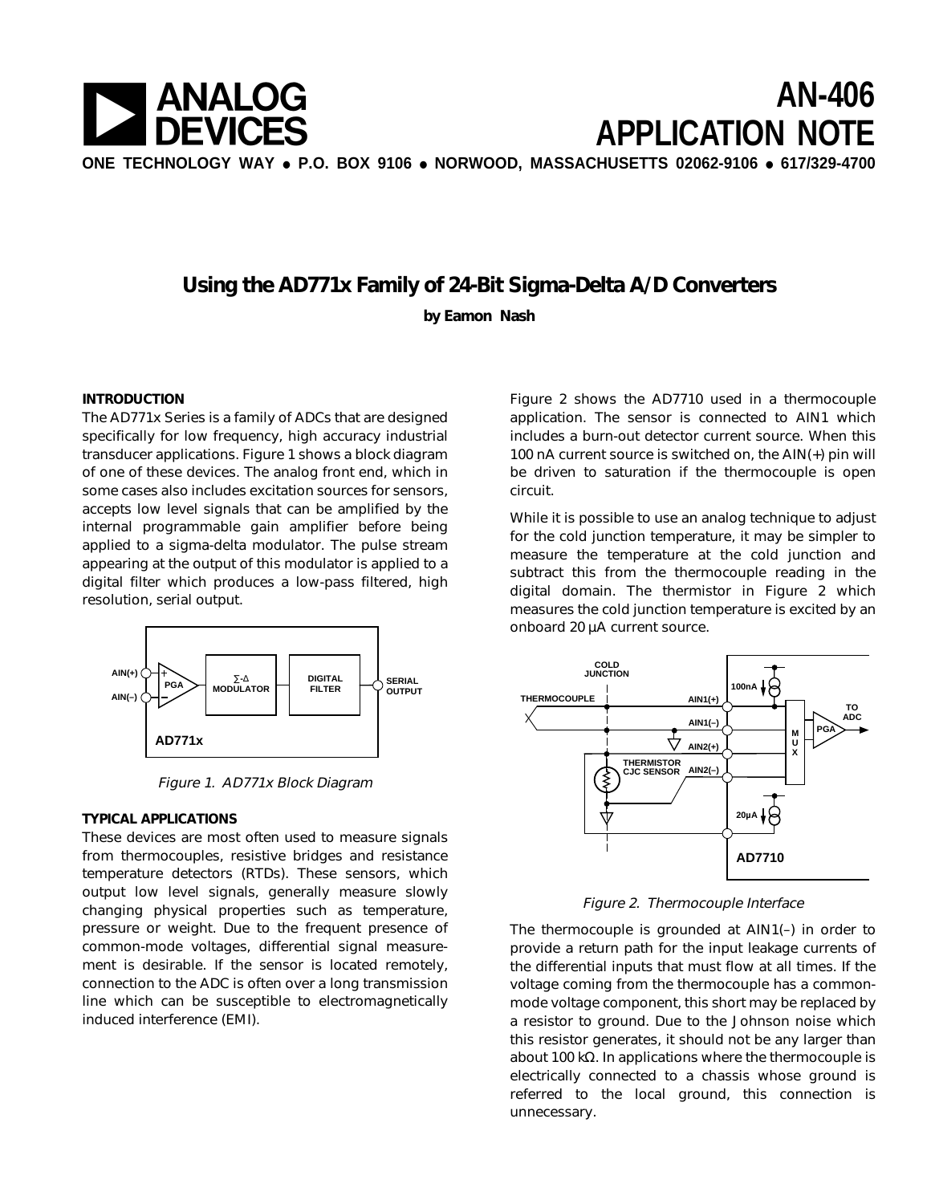# AN-406 APPLICATION NOTE

ONE TECHNOLOGY WAY • P.O. BOX 9106 • NORWOOD, MASSACHUSETTS 02062-9106 • 617/329-4700

## Using the AD771x Family of 24-Bit Sigma-Delta A/D Converters

**by Eamon Nash**

### INTRODUCTION

The AD771x Series is a family of ADCs that are designed specifically for low frequency, high accuracy industrial transducer applications. Figure 1 shows a block diagram of one of these devices. The analog front end, which in some cases also includes excitation sources for sensors, accepts low level signals that can be amplified by the internal programmable gain amplifier before being applied to a sigma-delta modulator. The pulse stream appearing at the output of this modulator is applied to a digital filter which produces a low-pass filtered, high resolution, serial output.

*Figure 1. AD771x Block Diagram*

### TYPICAL APPLICATIONS

These devices are most often used to measure signals from thermocouples, resistive bridges and resistance temperature detectors (RTDs). These sensors, which output low level signals, generally measure slowly changing physical properties such as temperature, pressure or weight. Due to the frequent presence of common-mode voltages, differential signal measurement is desirable. If the sensor is located remotely, connection to the ADC is often over a long transmission line which can be susceptible to electromagnetically induced interference (EMI).

Figure 2 shows the AD7710 used in a thermocouple application. The sensor is connected to AIN1 which includes a burn-out detector current source. When this 100 nA current source is switched on, the AIN(+) pin will be driven to saturation if the thermocouple is open circuit.

While it is possible to use an analog technique to adjust for the cold junction temperature, it may be simpler to measure the temperature at the cold junction and subtract this from the thermocouple reading in the digital domain. The thermistor in Figure 2 which measures the cold junction temperature is excited by an onboard 20 µA current source.

*Figure 2. Thermocouple Interface*

The thermocouple is grounded at AIN1(–) in order to provide a return path for the input leakage currents of the differential inputs that must flow at all times. If the voltage coming from the thermocouple has a common-mode voltage component, this short may be replaced by a resistor to ground. Due to the Johnson noise which this resistor generates, it should not be any larger than about 100 kΩ. In applications where the thermocouple is electrically connected to a chassis whose ground is referred to the local ground, this connection is unnecessary.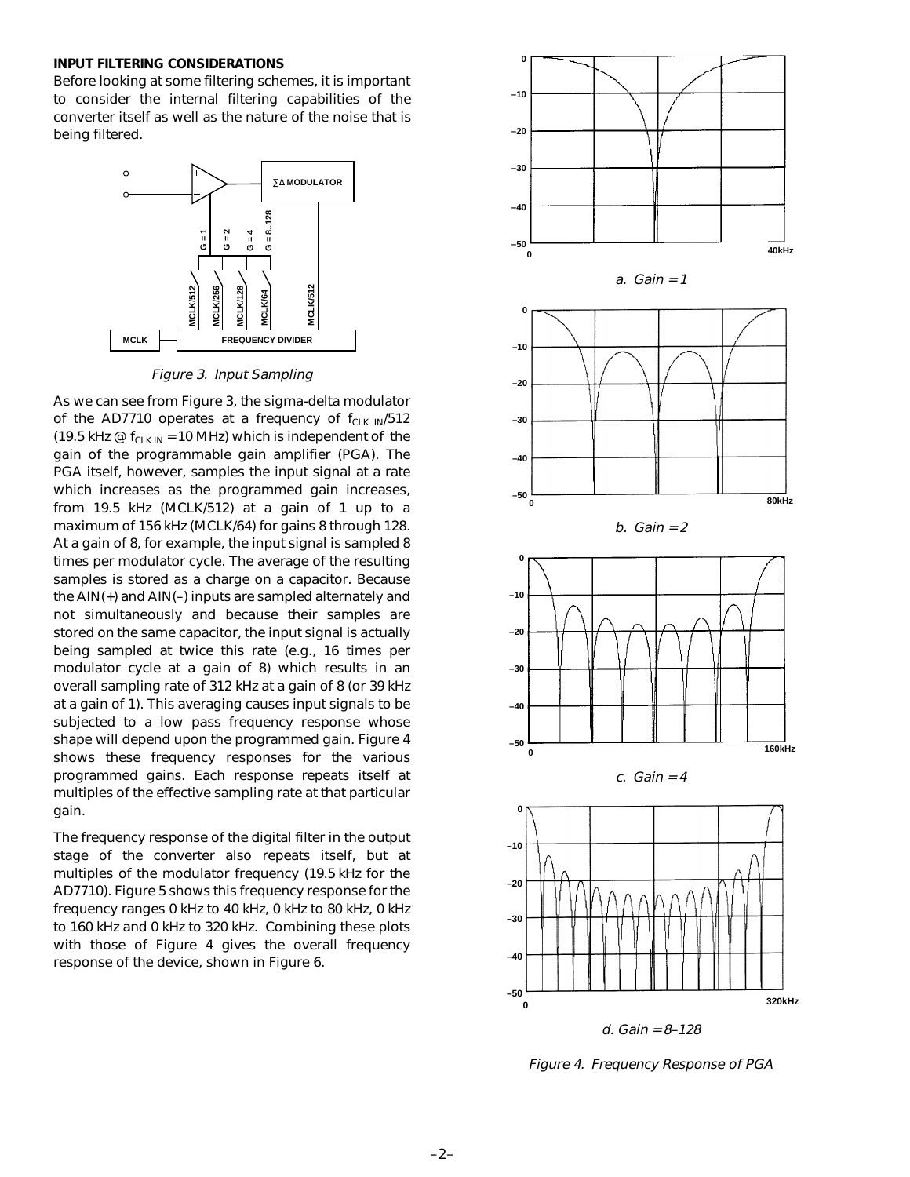### INPUT FILTERING CONSIDERATIONS

Before looking at some filtering schemes, it is important to consider the internal filtering capabilities of the converter itself as well as the nature of the noise that is being filtered.

*Figure 3. Input Sampling*

As we can see from Figure 3, the sigma-delta modulator of the AD7710 operates at a frequency of $f_{CLK\ IN}/512$ (19.5 kHz @ $f_{CLK\ IN}$ = 10 MHz) which is independent of the gain of the programmable gain amplifier (PGA). The PGA itself, however, samples the input signal at a rate which increases as the programmed gain increases, from 19.5 kHz (MCLK/512) at a gain of 1 up to a maximum of 156 kHz (MCLK/64) for gains 8 through 128. At a gain of 8, for example, the input signal is sampled 8 times per modulator cycle. The average of the resulting samples is stored as a charge on a capacitor. Because the AIN(+) and AIN(–) inputs are sampled alternately and not simultaneously and because their samples are stored on the same capacitor, the input signal is actually being sampled at twice this rate (e.g., 16 times per modulator cycle at a gain of 8) which results in an overall sampling rate of 312 kHz at a gain of 8 (or 39 kHz at a gain of 1). This averaging causes input signals to be subjected to a low pass frequency response whose shape will depend upon the programmed gain. Figure 4 shows these frequency responses for the various programmed gains. Each response repeats itself at multiples of the effective sampling rate at that particular gain.

The frequency response of the digital filter in the output stage of the converter also repeats itself, but at multiples of the modulator frequency (19.5 kHz for the AD7710). Figure 5 shows this frequency response for the frequency ranges 0 kHz to 40 kHz, 0 kHz to 80 kHz, 0 kHz to 160 kHz and 0 kHz to 320 kHz. Combining these plots with those of Figure 4 gives the overall frequency response of the device, shown in Figure 6.

*a. Gain = 1*

*b. Gain = 2*

*c. Gain = 4*

*d. Gain = 8–128*

*Figure 4. Frequency Response of PGA*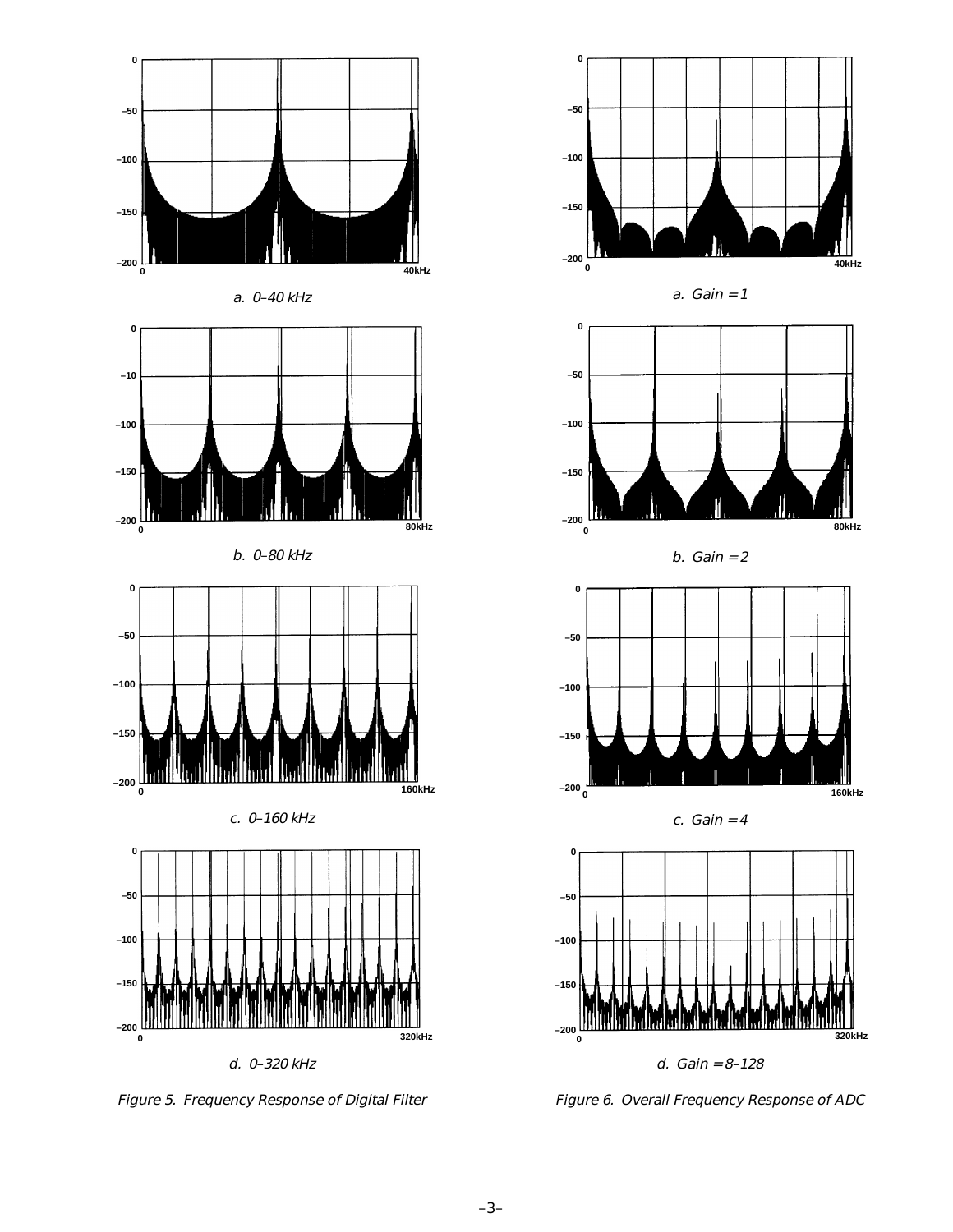a. 0–40 kHz

b. 0–80 kHz

c. 0–160 kHz

d. 0–320 kHz

*Figure 5. Frequency Response of Digital Filter*

a. Gain = 1

b. Gain = 2

c. Gain = 4

d. Gain = 8–128

*Figure 6. Overall Frequency Response of ADC*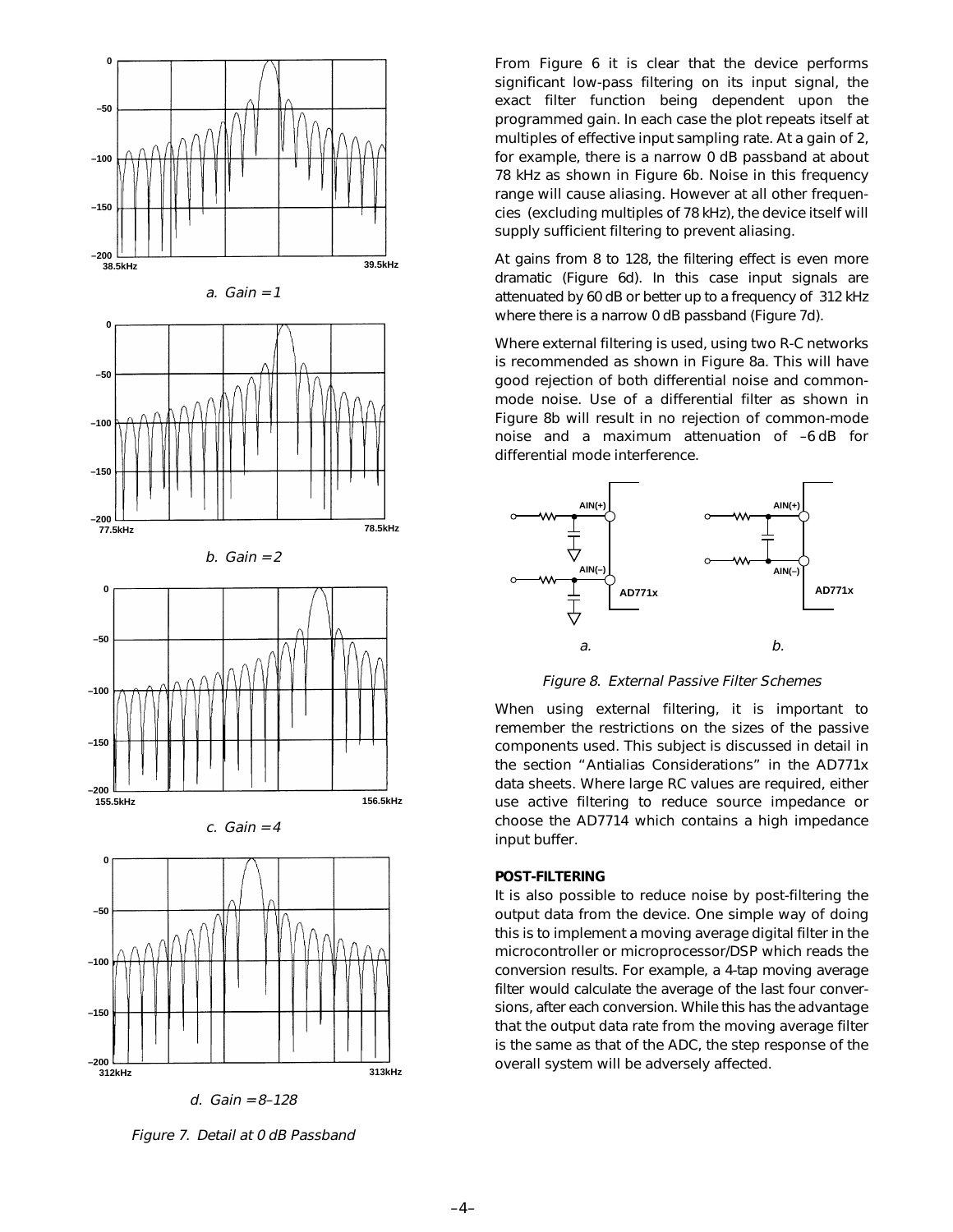a. Gain = 1

b. Gain = 2

c. Gain = 4

d. Gain = 8–128

*Figure 7. Detail at 0 dB Passband*

From Figure 6 it is clear that the device performs significant low-pass filtering on its input signal, the exact filter function being dependent upon the programmed gain. In each case the plot repeats itself at multiples of effective input sampling rate. At a gain of 2, for example, there is a narrow 0 dB passband at about 78 kHz as shown in Figure 6b. Noise in this frequency range will cause aliasing. However at all other frequencies (excluding multiples of 78 kHz), the device itself will supply sufficient filtering to prevent aliasing.

At gains from 8 to 128, the filtering effect is even more dramatic (Figure 6d). In this case input signals are attenuated by 60 dB or better up to a frequency of 312 kHz where there is a narrow 0 dB passband (Figure 7d).

Where external filtering is used, using two R-C networks is recommended as shown in Figure 8a. This will have good rejection of both differential noise and common-mode noise. Use of a differential filter as shown in Figure 8b will result in no rejection of common-mode noise and a maximum attenuation of –6 dB for differential mode interference.

*Figure 8. External Passive Filter Schemes*

When using external filtering, it is important to remember the restrictions on the sizes of the passive components used. This subject is discussed in detail in the section "Antialias Considerations" in the AD771x data sheets. Where large RC values are required, either use active filtering to reduce source impedance or choose the AD7714 which contains a high impedance input buffer.

## POST-FILTERING

It is also possible to reduce noise by post-filtering the output data from the device. One simple way of doing this is to implement a moving average digital filter in the microcontroller or microprocessor/DSP which reads the conversion results. For example, a 4-tap moving average filter would calculate the average of the last four conversions, after each conversion. While this has the advantage that the output data rate from the moving average filter is the same as that of the ADC, the step response of the overall system will be adversely affected.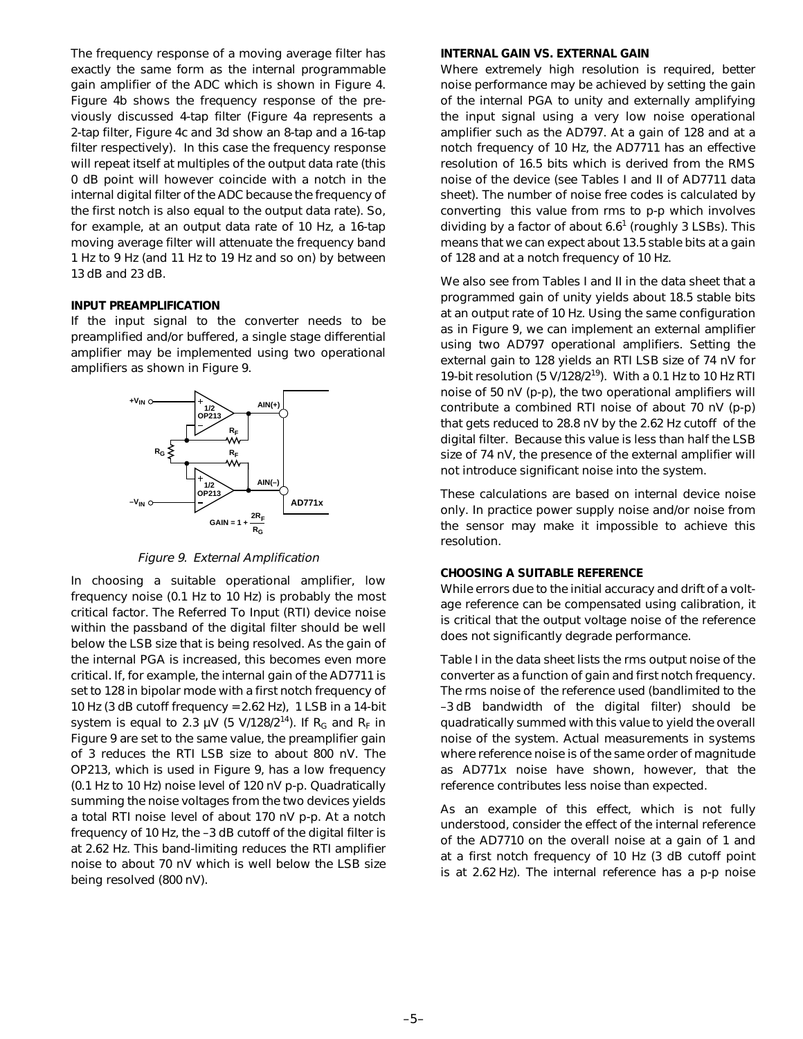The frequency response of a moving average filter has exactly the same form as the internal programmable gain amplifier of the ADC which is shown in Figure 4. Figure 4b shows the frequency response of the previously discussed 4-tap filter (Figure 4a represents a 2-tap filter, Figure 4c and 3d show an 8-tap and a 16-tap filter respectively). In this case the frequency response will repeat itself at multiples of the output data rate (this 0 dB point will however coincide with a notch in the internal digital filter of the ADC because the frequency of the first notch is also equal to the output data rate). So, for example, at an output data rate of 10 Hz, a 16-tap moving average filter will attenuate the frequency band 1 Hz to 9 Hz (and 11 Hz to 19 Hz and so on) by between 13 dB and 23 dB.

**INPUT PREAMPLIFICATION**

If the input signal to the converter needs to be preamplified and/or buffered, a single stage differential amplifier may be implemented using two operational amplifiers as shown in Figure 9.

$$\text{GAIN} = 1 + \frac{2R_F}{R_G}$$

*Figure 9. External Amplification*

In choosing a suitable operational amplifier, low frequency noise (0.1 Hz to 10 Hz) is probably the most critical factor. The Referred To Input (RTI) device noise within the passband of the digital filter should be well below the LSB size that is being resolved. As the gain of the internal PGA is increased, this becomes even more critical. If, for example, the internal gain of the AD7711 is set to 128 in bipolar mode with a first notch frequency of 10 Hz (3 dB cutoff frequency = 2.62 Hz), 1 LSB in a 14-bit system is equal to 2.3 µV (5 V/128/$2^{14}$). If $R_G$ and $R_F$ in Figure 9 are set to the same value, the preamplifier gain of 3 reduces the RTI LSB size to about 800 nV. The OP213, which is used in Figure 9, has a low frequency (0.1 Hz to 10 Hz) noise level of 120 nV p-p. Quadratically summing the noise voltages from the two devices yields a total RTI noise level of about 170 nV p-p. At a notch frequency of 10 Hz, the –3 dB cutoff of the digital filter is at 2.62 Hz. This band-limiting reduces the RTI amplifier noise to about 70 nV which is well below the LSB size being resolved (800 nV).

**INTERNAL GAIN VS. EXTERNAL GAIN**

Where extremely high resolution is required, better noise performance may be achieved by setting the gain of the internal PGA to unity and externally amplifying the input signal using a very low noise operational amplifier such as the AD797. At a gain of 128 and at a notch frequency of 10 Hz, the AD7711 has an effective resolution of 16.5 bits which is derived from the RMS noise of the device (see Tables I and II of AD7711 data sheet). The number of noise free codes is calculated by converting this value from rms to p-p which involves dividing by a factor of about 6.6[1] (roughly 3 LSBs). This means that we can expect about 13.5 stable bits at a gain of 128 and at a notch frequency of 10 Hz.

We also see from Tables I and II in the data sheet that a programmed gain of unity yields about 18.5 stable bits at an output rate of 10 Hz. Using the same configuration as in Figure 9, we can implement an external amplifier using two AD797 operational amplifiers. Setting the external gain to 128 yields an RTI LSB size of 74 nV for 19-bit resolution (5 V/128/$2^{19}$). With a 0.1 Hz to 10 Hz RTI noise of 50 nV (p-p), the two operational amplifiers will contribute a combined RTI noise of about 70 nV (p-p) that gets reduced to 28.8 nV by the 2.62 Hz cutoff of the digital filter. Because this value is less than half the LSB size of 74 nV, the presence of the external amplifier will not introduce significant noise into the system.

These calculations are based on internal device noise only. In practice power supply noise and/or noise from the sensor may make it impossible to achieve this resolution.

**CHOOSING A SUITABLE REFERENCE**

While errors due to the initial accuracy and drift of a voltage reference can be compensated using calibration, it is critical that the output voltage noise of the reference does not significantly degrade performance.

Table I in the data sheet lists the rms output noise of the converter as a function of gain and first notch frequency. The rms noise of the reference used (bandlimited to the –3 dB bandwidth of the digital filter) should be quadratically summed with this value to yield the overall noise of the system. Actual measurements in systems where reference noise is of the same order of magnitude as AD771x noise have shown, however, that the reference contributes less noise than expected.

As an example of this effect, which is not fully understood, consider the effect of the internal reference of the AD7710 on the overall noise at a gain of 1 and at a first notch frequency of 10 Hz (3 dB cutoff point is at 2.62 Hz). The internal reference has a p-p noise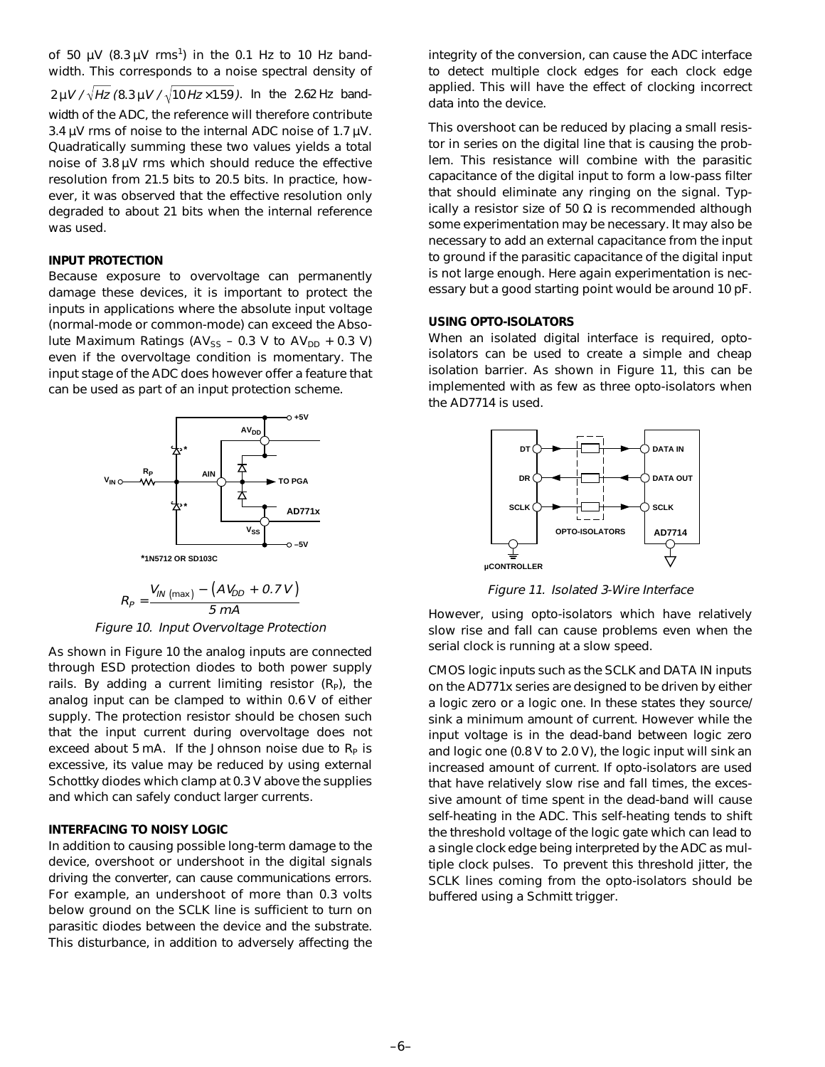of 50 µV (8.3 µV rms[1]) in the 0.1 Hz to 10 Hz bandwidth. This corresponds to a noise spectral density of $2\mu V/\sqrt{Hz}$ $(8.3\mu V/\sqrt{10 Hz \times 1.59})$. In the 2.62 Hz bandwidth of the ADC, the reference will therefore contribute 3.4 µV rms of noise to the internal ADC noise of 1.7 µV. Quadratically summing these two values yields a total noise of 3.8 µV rms which should reduce the effective resolution from 21.5 bits to 20.5 bits. In practice, however, it was observed that the effective resolution only degraded to about 21 bits when the internal reference was used.

**INPUT PROTECTION**

Because exposure to overvoltage can permanently damage these devices, it is important to protect the inputs in applications where the absolute input voltage (normal-mode or common-mode) can exceed the Absolute Maximum Ratings ($AV_{SS}$ – 0.3 V to $AV_{DD}$ + 0.3 V) even if the overvoltage condition is momentary. The input stage of the ADC does however offer a feature that can be used as part of an input protection scheme.

*1N5712 OR SD103C

$$R_P = \frac{V_{IN\,(\max)} - \left(AV_{DD} + 0.7\,V\right)}{5\,mA}$$

*Figure 10. Input Overvoltage Protection*

As shown in Figure 10 the analog inputs are connected through ESD protection diodes to both power supply rails. By adding a current limiting resistor ($R_P$), the analog input can be clamped to within 0.6 V of either supply. The protection resistor should be chosen such that the input current during overvoltage does not exceed about 5 mA. If the Johnson noise due to $R_P$ is excessive, its value may be reduced by using external Schottky diodes which clamp at 0.3 V above the supplies and which can safely conduct larger currents.

**INTERFACING TO NOISY LOGIC**

In addition to causing possible long-term damage to the device, overshoot or undershoot in the digital signals driving the converter, can cause communications errors. For example, an undershoot of more than 0.3 volts below ground on the SCLK line is sufficient to turn on parasitic diodes between the device and the substrate. This disturbance, in addition to adversely affecting the integrity of the conversion, can cause the ADC interface to detect multiple clock edges for each clock edge applied. This will have the effect of clocking incorrect data into the device.

This overshoot can be reduced by placing a small resistor in series on the digital line that is causing the problem. This resistance will combine with the parasitic capacitance of the digital input to form a low-pass filter that should eliminate any ringing on the signal. Typically a resistor size of 50 Ω is recommended although some experimentation may be necessary. It may also be necessary to add an external capacitance from the input to ground if the parasitic capacitance of the digital input is not large enough. Here again experimentation is necessary but a good starting point would be around 10 pF.

**USING OPTO-ISOLATORS**

When an isolated digital interface is required, opto-isolators can be used to create a simple and cheap isolation barrier. As shown in Figure 11, this can be implemented with as few as three opto-isolators when the AD7714 is used.

*Figure 11. Isolated 3-Wire Interface*

However, using opto-isolators which have relatively slow rise and fall can cause problems even when the serial clock is running at a slow speed.

CMOS logic inputs such as the SCLK and DATA IN inputs on the AD771x series are designed to be driven by either a logic zero or a logic one. In these states they source/sink a minimum amount of current. However while the input voltage is in the dead-band between logic zero and logic one (0.8 V to 2.0 V), the logic input will sink an increased amount of current. If opto-isolators are used that have relatively slow rise and fall times, the excessive amount of time spent in the dead-band will cause self-heating in the ADC. This self-heating tends to shift the threshold voltage of the logic gate which can lead to a single clock edge being interpreted by the ADC as multiple clock pulses. To prevent this threshold jitter, the SCLK lines coming from the opto-isolators should be buffered using a Schmitt trigger.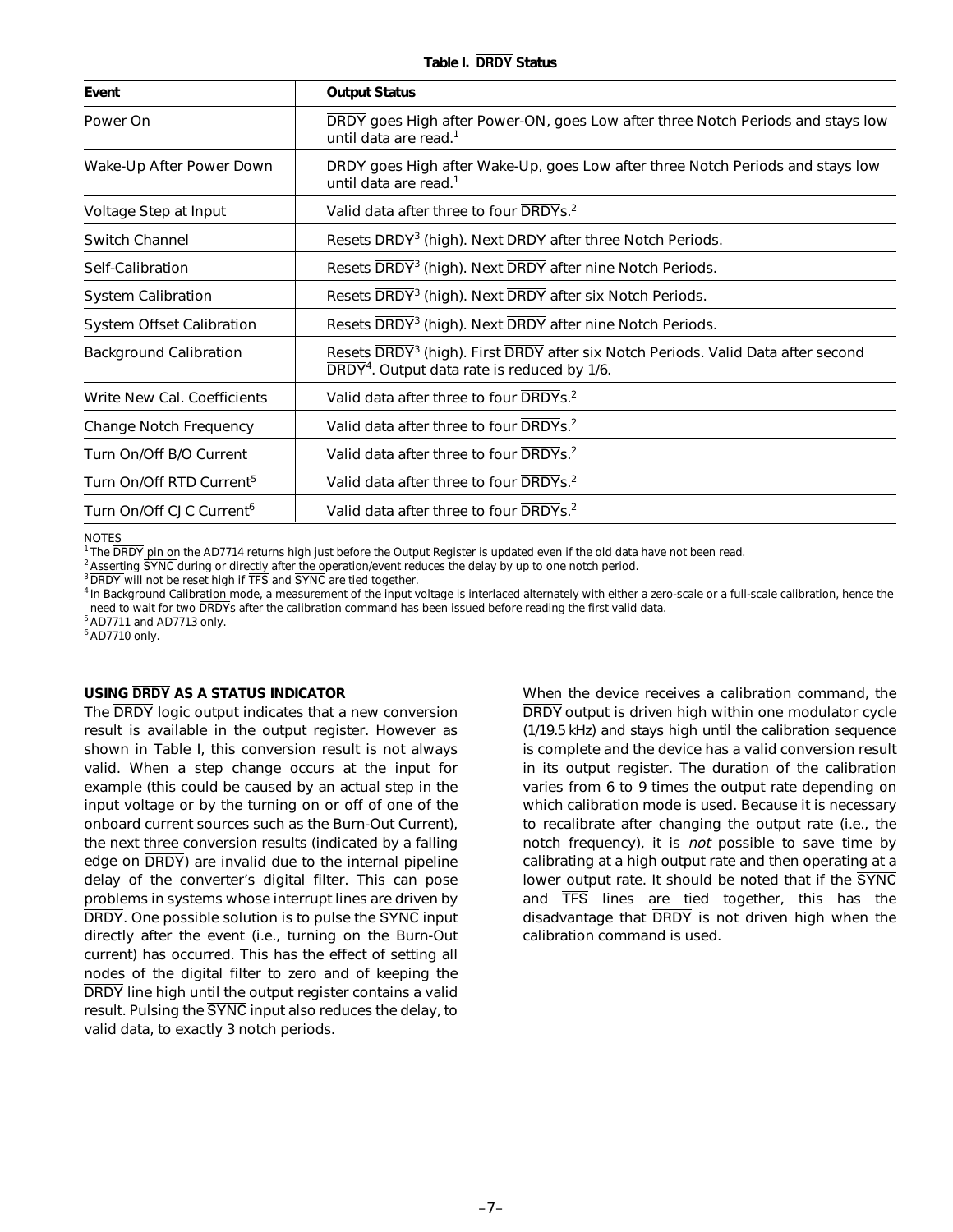**Table I. $\overline{DRDY}$ Status**

| Event | Output Status |
|---|---|
| Power On | $\overline{DRDY}$ goes High after Power-ON, goes Low after three Notch Periods and stays low until data are read.[1] |
| Wake-Up After Power Down | $\overline{DRDY}$ goes High after Wake-Up, goes Low after three Notch Periods and stays low until data are read.[1] |
| Voltage Step at Input | Valid data after three to four $\overline{DRDY}$s.[2] |
| Switch Channel | Resets $\overline{DRDY}$[3] (high). Next $\overline{DRDY}$ after three Notch Periods. |
| Self-Calibration | Resets $\overline{DRDY}$[3] (high). Next $\overline{DRDY}$ after nine Notch Periods. |
| System Calibration | Resets $\overline{DRDY}$[3] (high). Next $\overline{DRDY}$ after six Notch Periods. |
| System Offset Calibration | Resets $\overline{DRDY}$[3] (high). Next $\overline{DRDY}$ after nine Notch Periods. |
| Background Calibration | Resets $\overline{DRDY}$[3] (high). First $\overline{DRDY}$ after six Notch Periods. Valid Data after second $\overline{DRDY}$[4]. Output data rate is reduced by 1/6. |
| Write New Cal. Coefficients | Valid data after three to four $\overline{DRDY}$s.[2] |
| Change Notch Frequency | Valid data after three to four $\overline{DRDY}$s.[2] |
| Turn On/Off B/O Current | Valid data after three to four $\overline{DRDY}$s.[2] |
| Turn On/Off RTD Current[5] | Valid data after three to four $\overline{DRDY}$s.[2] |
| Turn On/Off CJC Current[6] | Valid data after three to four $\overline{DRDY}$s.[2] |

NOTES

[1] The $\overline{DRDY}$ pin on the AD7714 returns high just before the Output Register is updated even if the old data have not been read.

[2] Asserting $\overline{SYNC}$ during or directly after the operation/event reduces the delay by up to one notch period.

[3] $\overline{DRDY}$ will not be reset high if $\overline{TFS}$ and $\overline{SYNC}$ are tied together.

[4] In Background Calibration mode, a measurement of the input voltage is interlaced alternately with either a zero-scale or a full-scale calibration, hence the need to wait for two $\overline{DRDY}$s after the calibration command has been issued before reading the first valid data.

[5] AD7711 and AD7713 only.

[6] AD7710 only.

### USING $\overline{DRDY}$ AS A STATUS INDICATOR

The $\overline{DRDY}$ logic output indicates that a new conversion result is available in the output register. However as shown in Table I, this conversion result is not always valid. When a step change occurs at the input for example (this could be caused by an actual step in the input voltage or by the turning on or off of one of the onboard current sources such as the Burn-Out Current), the next three conversion results (indicated by a falling edge on $\overline{DRDY}$) are invalid due to the internal pipeline delay of the converter's digital filter. This can pose problems in systems whose interrupt lines are driven by $\overline{DRDY}$. One possible solution is to pulse the $\overline{SYNC}$ input directly after the event (i.e., turning on the Burn-Out current) has occurred. This has the effect of setting all nodes of the digital filter to zero and of keeping the $\overline{DRDY}$ line high until the output register contains a valid result. Pulsing the $\overline{SYNC}$ input also reduces the delay, to valid data, to exactly 3 notch periods.

When the device receives a calibration command, the $\overline{DRDY}$ output is driven high within one modulator cycle (1/19.5 kHz) and stays high until the calibration sequence is complete and the device has a valid conversion result in its output register. The duration of the calibration varies from 6 to 9 times the output rate depending on which calibration mode is used. Because it is necessary to recalibrate after changing the output rate (i.e., the notch frequency), it is *not* possible to save time by calibrating at a high output rate and then operating at a lower output rate. It should be noted that if the $\overline{SYNC}$ and $\overline{TFS}$ lines are tied together, this has the disadvantage that $\overline{DRDY}$ is not driven high when the calibration command is used.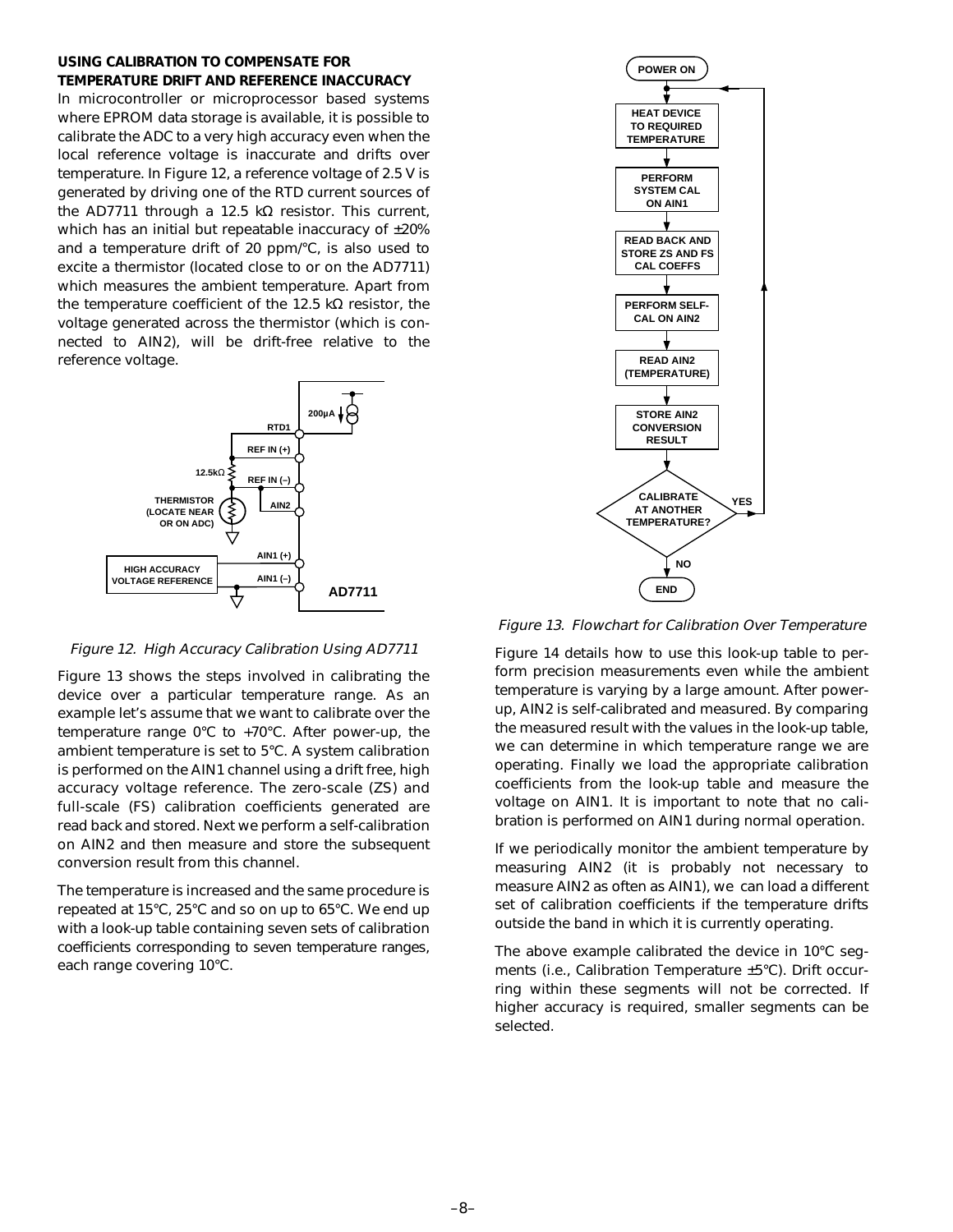### USING CALIBRATION TO COMPENSATE FOR TEMPERATURE DRIFT AND REFERENCE INACCURACY

In microcontroller or microprocessor based systems where EPROM data storage is available, it is possible to calibrate the ADC to a very high accuracy even when the local reference voltage is inaccurate and drifts over temperature. In Figure 12, a reference voltage of 2.5 V is generated by driving one of the RTD current sources of the AD7711 through a 12.5 kΩ resistor. This current, which has an initial but repeatable inaccuracy of ±20% and a temperature drift of 20 ppm/°C, is also used to excite a thermistor (located close to or on the AD7711) which measures the ambient temperature. Apart from the temperature coefficient of the 12.5 kΩ resistor, the voltage generated across the thermistor (which is connected to AIN2), will be drift-free relative to the reference voltage.

*Figure 12. High Accuracy Calibration Using AD7711*

Figure 13 shows the steps involved in calibrating the device over a particular temperature range. As an example let's assume that we want to calibrate over the temperature range 0°C to +70°C. After power-up, the ambient temperature is set to 5°C. A system calibration is performed on the AIN1 channel using a drift free, high accuracy voltage reference. The zero-scale (ZS) and full-scale (FS) calibration coefficients generated are read back and stored. Next we perform a self-calibration on AIN2 and then measure and store the subsequent conversion result from this channel.

The temperature is increased and the same procedure is repeated at 15°C, 25°C and so on up to 65°C. We end up with a look-up table containing seven sets of calibration coefficients corresponding to seven temperature ranges, each range covering 10°C.

*Figure 13. Flowchart for Calibration Over Temperature*

Figure 14 details how to use this look-up table to perform precision measurements even while the ambient temperature is varying by a large amount. After power-up, AIN2 is self-calibrated and measured. By comparing the measured result with the values in the look-up table, we can determine in which temperature range we are operating. Finally we load the appropriate calibration coefficients from the look-up table and measure the voltage on AIN1. It is important to note that no calibration is performed on AIN1 during normal operation.

If we periodically monitor the ambient temperature by measuring AIN2 (it is probably not necessary to measure AIN2 as often as AIN1), we can load a different set of calibration coefficients if the temperature drifts outside the band in which it is currently operating.

The above example calibrated the device in 10°C segments (i.e., Calibration Temperature ±5°C). Drift occurring within these segments will not be corrected. If higher accuracy is required, smaller segments can be selected.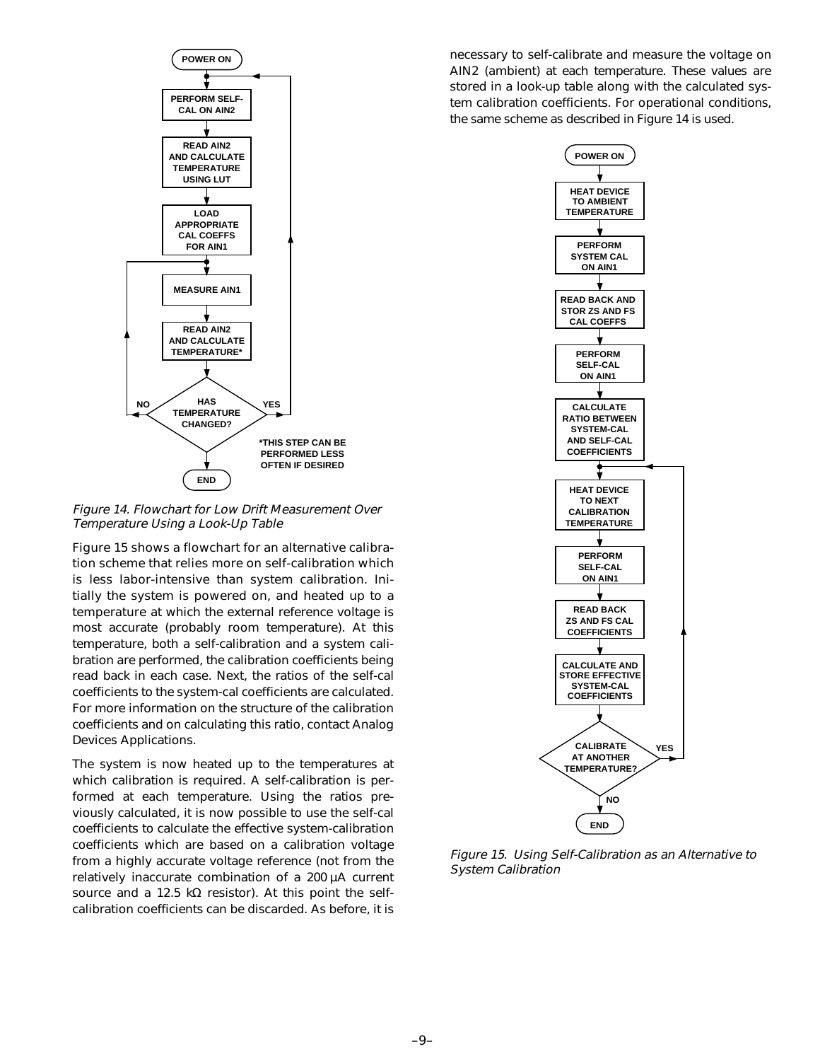*Figure 14. Flowchart for Low Drift Measurement Over Temperature Using a Look-Up Table*

Figure 15 shows a flowchart for an alternative calibration scheme that relies more on self-calibration which is less labor-intensive than system calibration. Initially the system is powered on, and heated up to a temperature at which the external reference voltage is most accurate (probably room temperature). At this temperature, both a self-calibration and a system calibration are performed, the calibration coefficients being read back in each case. Next, the ratios of the self-cal coefficients to the system-cal coefficients are calculated. For more information on the structure of the calibration coefficients and on calculating this ratio, contact Analog Devices Applications.

The system is now heated up to the temperatures at which calibration is required. A self-calibration is performed at each temperature. Using the ratios previously calculated, it is now possible to use the self-cal coefficients to calculate the effective system-calibration coefficients which are based on a calibration voltage from a highly accurate voltage reference (not from the relatively inaccurate combination of a 200 µA current source and a 12.5 kΩ resistor). At this point the self-calibration coefficients can be discarded. As before, it is necessary to self-calibrate and measure the voltage on AIN2 (ambient) at each temperature. These values are stored in a look-up table along with the calculated system calibration coefficients. For operational conditions, the same scheme as described in Figure 14 is used.

*Figure 15. Using Self-Calibration as an Alternative to System Calibration*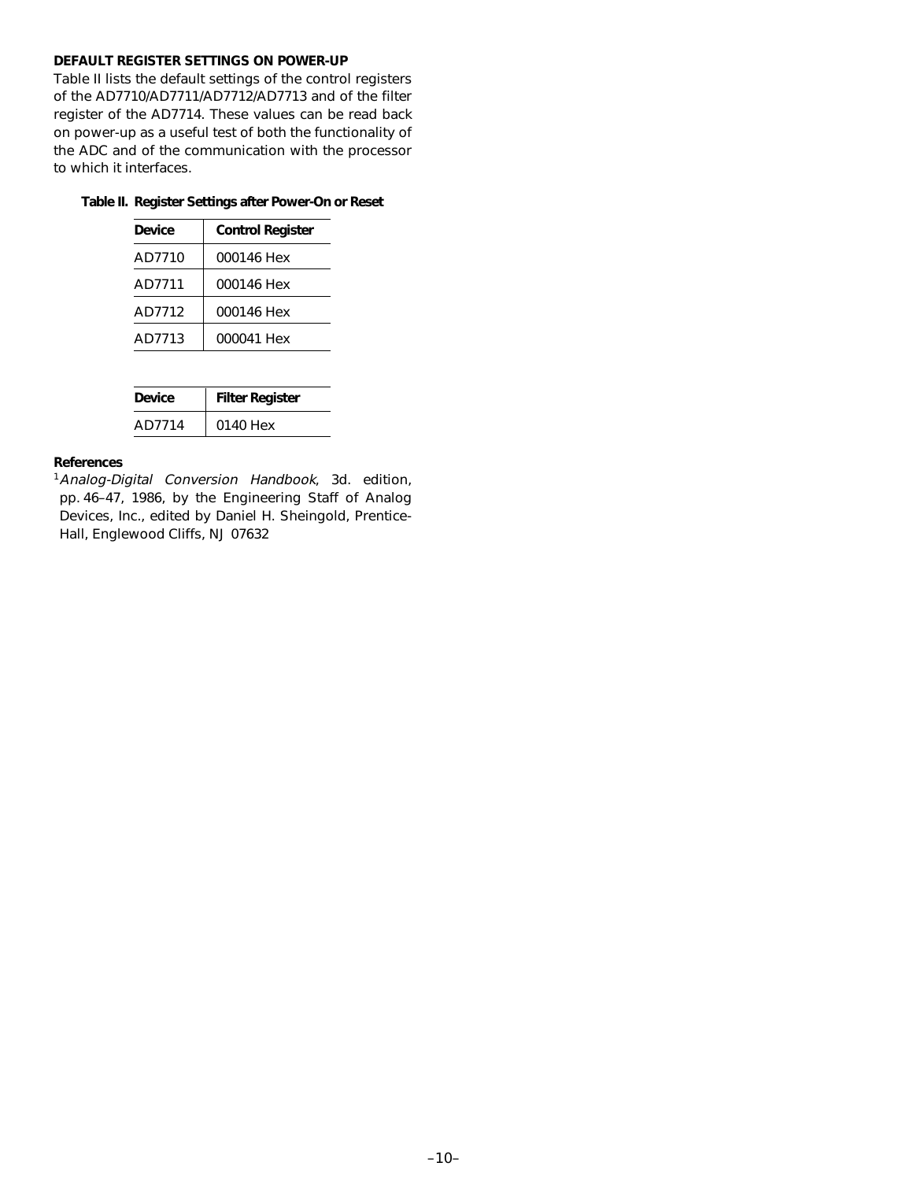### DEFAULT REGISTER SETTINGS ON POWER-UP

Table II lists the default settings of the control registers of the AD7710/AD7711/AD7712/AD7713 and of the filter register of the AD7714. These values can be read back on power-up as a useful test of both the functionality of the ADC and of the communication with the processor to which it interfaces.

**Table II. Register Settings after Power-On or Reset**

| Device | Control Register |
|---|---|
| AD7710 | 000146 Hex |
| AD7711 | 000146 Hex |
| AD7712 | 000146 Hex |
| AD7713 | 000041 Hex |

| Device | Filter Register |
|---|---|
| AD7714 | 0140 Hex |

**References**

[1] *Analog-Digital Conversion Handbook*, 3d. edition, pp. 46–47, 1986, by the Engineering Staff of Analog Devices, Inc., edited by Daniel H. Sheingold, Prentice-Hall, Englewood Cliffs, NJ 07632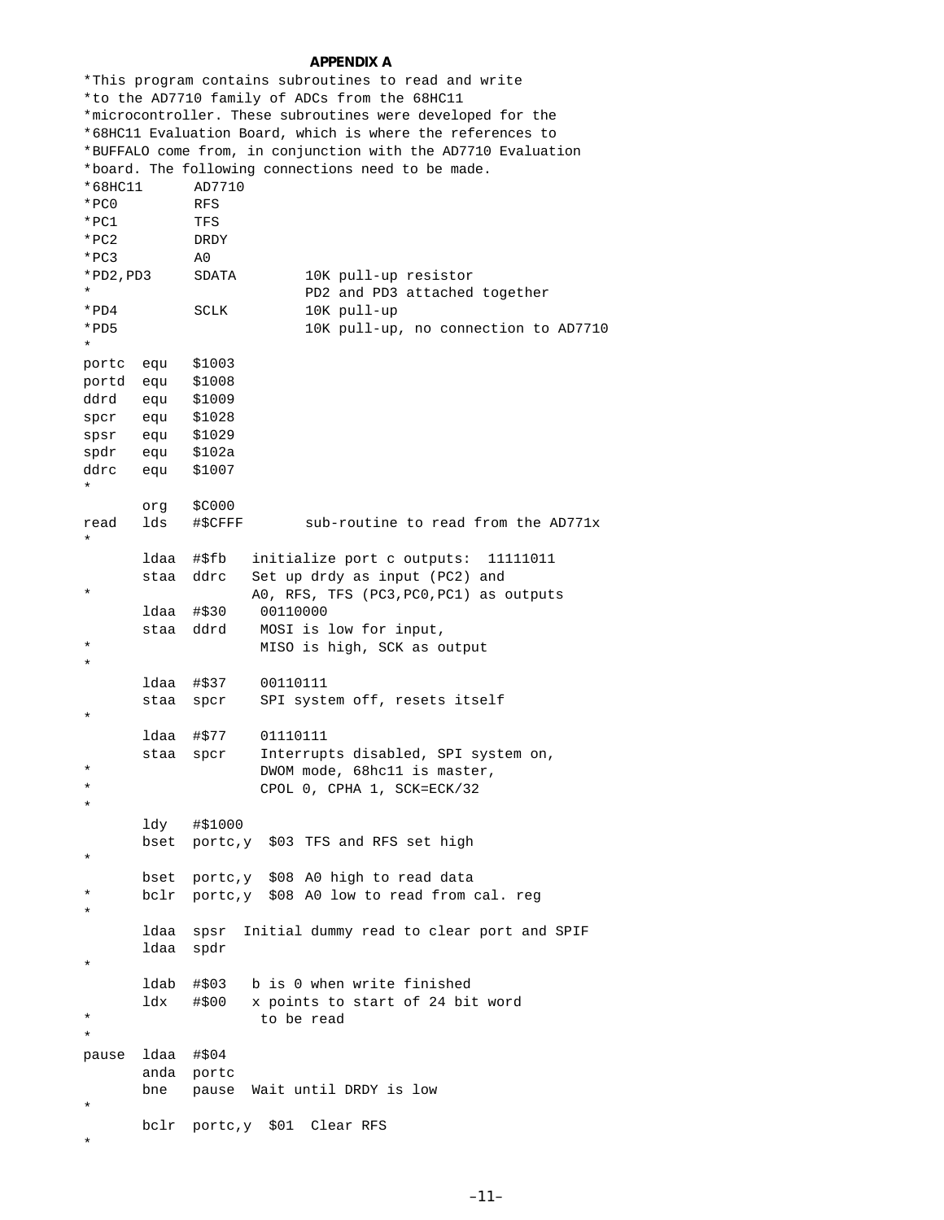## APPENDIX A

```
*This program contains subroutines to read and write
*to the AD7710 family of ADCs from the 68HC11
*microcontroller. These subroutines were developed for the
*68HC11 Evaluation Board, which is where the references to
*BUFFALO come from, in conjunction with the AD7710 Evaluation
*board. The following connections need to be made.
*68HC11      AD7710
*PC0         RFS
*PC1         TFS
*PC2         DRDY
*PC3         A0
*PD2,PD3     SDATA        10K pull-up resistor
*                         PD2 and PD3 attached together
*PD4         SCLK         10K pull-up
*PD5                      10K pull-up, no connection to AD7710
*
portc  equ   $1003
portd  equ   $1008
ddrd   equ   $1009
spcr   equ   $1028
spsr   equ   $1029
spdr   equ   $102a
ddrc   equ   $1007
*
       org   $C000
read   lds   #$CFFF       sub-routine to read from the AD771x
*
       ldaa  #$fb   initialize port c outputs:  11111011
       staa  ddrc   Set up drdy as input (PC2) and
*                   A0, RFS, TFS (PC3,PC0,PC1) as outputs
       ldaa  #$30    00110000
       staa  ddrd    MOSI is low for input,
*                    MISO is high, SCK as output
*
       ldaa  #$37    00110111
       staa  spcr    SPI system off, resets itself
*
       ldaa  #$77    01110111
       staa  spcr    Interrupts disabled, SPI system on,
*                    DWOM mode, 68hc11 is master,
*                    CPOL 0, CPHA 1, SCK=ECK/32
*
       ldy   #$1000
       bset  portc,y  $03  TFS and RFS set high
*
       bset  portc,y  $08  A0 high to read data
*      bclr  portc,y  $08  A0 low to read from cal. reg
*
       ldaa  spsr  Initial dummy read to clear port and SPIF
       ldaa  spdr
*
       ldab  #$03   b is 0 when write finished
       ldx   #$00   x points to start of 24 bit word
*                    to be read
*
pause  ldaa  #$04
       anda  portc
       bne   pause  Wait until DRDY is low
*
       bclr  portc,y  $01  Clear RFS
*
```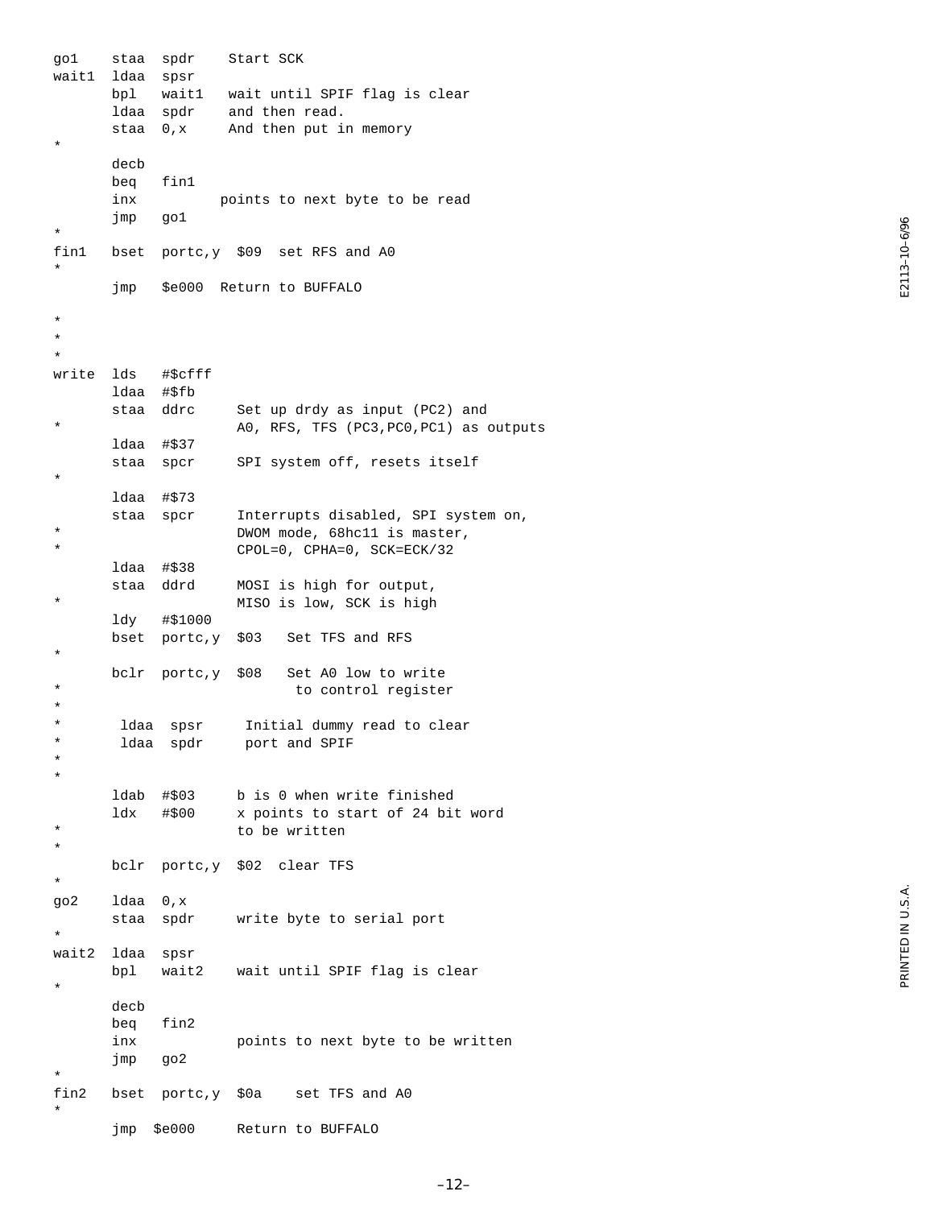```
go1    staa  spdr    Start SCK
wait1  ldaa  spsr
       bpl   wait1   wait until SPIF flag is clear
       ldaa  spdr    and then read.
       staa  0,x     And then put in memory
*
       decb
       beq   fin1
       inx          points to next byte to be read
       jmp   go1
*
fin1   bset  portc,y  $09  set RFS and A0
*
       jmp   $e000  Return to BUFFALO

*
*
*
write  lds   #$cfff
       ldaa  #$fb
       staa  ddrc     Set up drdy as input (PC2) and
*                     A0, RFS, TFS (PC3,PC0,PC1) as outputs
       ldaa  #$37
       staa  spcr     SPI system off, resets itself
*
       ldaa  #$73
       staa  spcr     Interrupts disabled, SPI system on,
*                     DWOM mode, 68hc11 is master,
*                     CPOL=0, CPHA=0, SCK=ECK/32
       ldaa  #$38
       staa  ddrd     MOSI is high for output,
*                     MISO is low, SCK is high
       ldy   #$1000
       bset  portc,y  $03   Set TFS and RFS
*
       bclr  portc,y  $08   Set A0 low to write
*                            to control register
*
*       ldaa  spsr     Initial dummy read to clear
*       ldaa  spdr     port and SPIF
*
*
       ldab  #$03     b is 0 when write finished
       ldx   #$00     x points to start of 24 bit word
*                     to be written
*
       bclr  portc,y  $02  clear TFS
*
go2    ldaa  0,x
       staa  spdr     write byte to serial port
*
wait2  ldaa  spsr
       bpl   wait2    wait until SPIF flag is clear
*
       decb
       beq   fin2
       inx            points to next byte to be written
       jmp   go2
*
fin2   bset  portc,y  $0a    set TFS and A0
*
       jmp  $e000     Return to BUFFALO
```